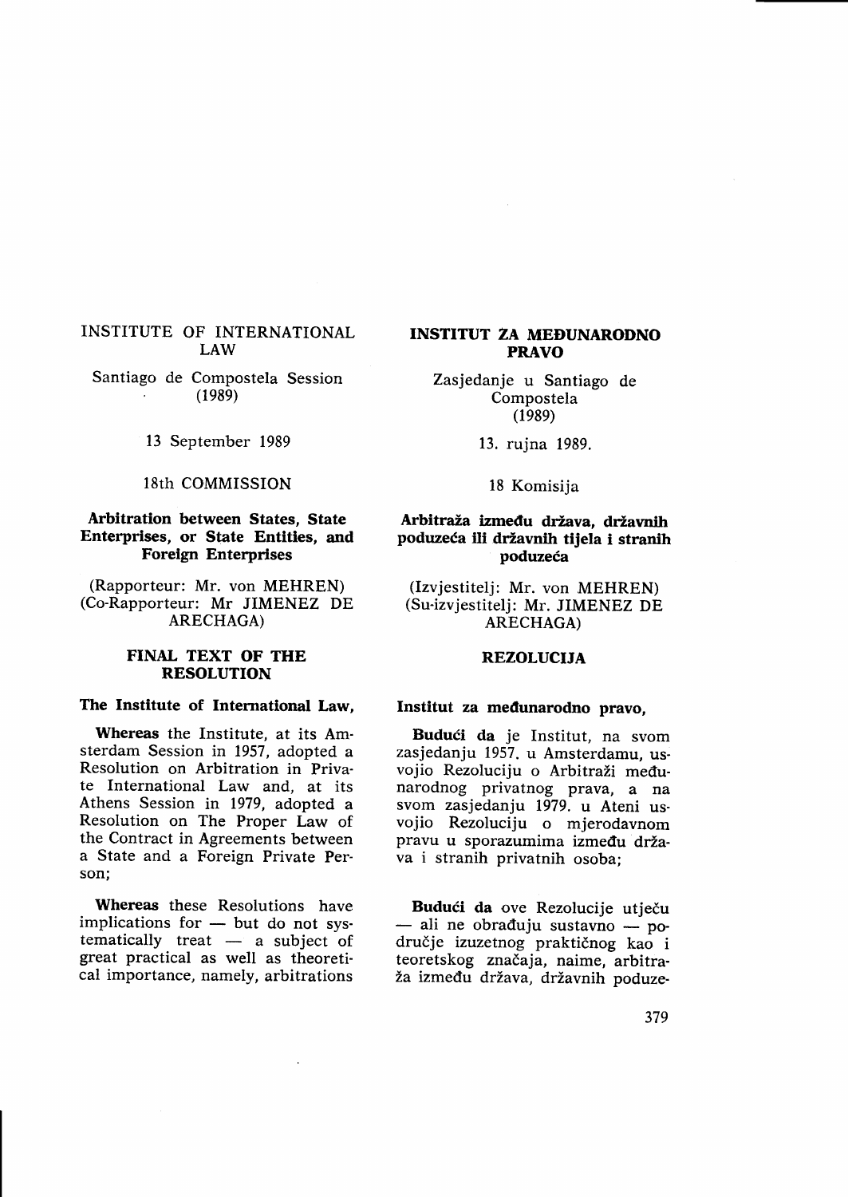INSTITUTE OF INTERNATIONAL LAW

Santiago de Compostela Session (1989)

13 September 1989

18th COMMISSION

**Arbitration between States, State Enterprises, or State Entities, and Foreign Enterprises**

(Rapporteur: Mr. von MEHREN)
(Co-Rapporteur: Mr JIMENEZ DE ARECHAGA)

**FINAL TEXT OF THE RESOLUTION**

**The Institute of International Law,**

**Whereas** the Institute, at its Amsterdam Session in 1957, adopted a Resolution on Arbitration in Private International Law and, at its Athens Session in 1979, adopted a Resolution on The Proper Law of the Contract in Agreements between a State and a Foreign Private Person;

**Whereas** these Resolutions have implications for — but do not systematically treat — a subject of great practical as well as theoretical importance, namely, arbitrations

**INSTITUT ZA MEĐUNARODNO PRAVO**

Zasjedanje u Santiago de Compostela (1989)

13. rujna 1989.

18 Komisija

**Arbitraža između država, državnih poduzeća ili državnih tijela i stranih poduzeća**

(Izvjestitelj: Mr. von MEHREN)
(Su-izvjestitelj: Mr. JIMENEZ DE ARECHAGA)

**REZOLUCIJA**

**Institut za međunarodno pravo,**

**Budući da** je Institut, na svom zasjedanju 1957. u Amsterdamu, usvojio Rezoluciju o Arbitraži međunarodnog privatnog prava, a na svom zasjedanju 1979. u Ateni usvojio Rezoluciju o mjerodavnom pravu u sporazumima između država i stranih privatnih osoba;

**Budući da** ove Rezolucije utječu — ali ne obrađuju sustavno — područje izuzetnog praktičnog kao i teoretskog značaja, naime, arbitraža između država, državnih poduze-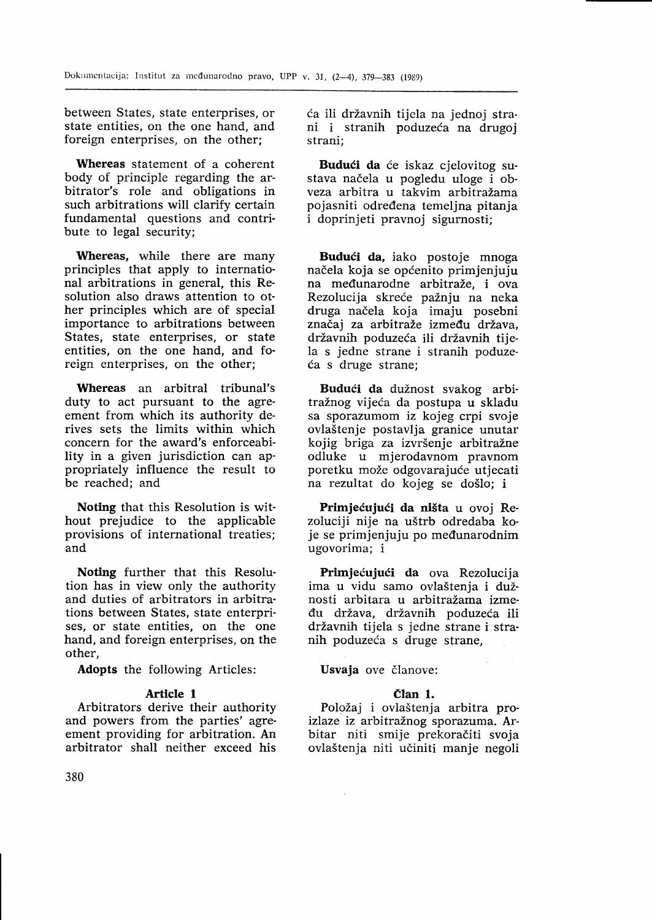between States, state enterprises, or state entities, on the one hand, and foreign enterprises, on the other;

**Whereas** statement of a coherent body of principle regarding the arbitrator's role and obligations in such arbitrations will clarify certain fundamental questions and contribute to legal security;

**Whereas,** while there are many principles that apply to international arbitrations in general, this Resolution also draws attention to other principles which are of special importance to arbitrations between States, state enterprises, or state entities, on the one hand, and foreign enterprises, on the other;

**Whereas** an arbitral tribunal's duty to act pursuant to the agreement from which its authority derives sets the limits within which concern for the award's enforceability in a given jurisdiction can appropriately influence the result to be reached; and

**Noting** that this Resolution is without prejudice to the applicable provisions of international treaties; and

**Noting** further that this Resolution has in view only the authority and duties of arbitrators in arbitrations between States, state enterprises, or state entities, on the one hand, and foreign enterprises, on the other,

**Adopts** the following Articles:

**Article 1**

Arbitrators derive their authority and powers from the parties' agreement providing for arbitration. An arbitrator shall neither exceed his

ća ili državnih tijela na jednoj strani i stranih poduzeća na drugoj strani;

**Budući da** će iskaz cjelovitog sustava načela u pogledu uloge i obveza arbitra u takvim arbitražama pojasniti određena temeljna pitanja i doprinjeti pravnoj sigurnosti;

**Budući da,** iako postoje mnoga načela koja se općenito primjenjuju na međunarodne arbitraže, i ova Rezolucija skreće pažnju na neka druga načela koja imaju posebni značaj za arbitraže između država, državnih poduzeća ili državnih tijela s jedne strane i stranih poduzeća s druge strane;

**Budući da** dužnost svakog arbitražnog vijeća da postupa u skladu sa sporazumom iz kojeg crpi svoje ovlaštenje postavlja granice unutar kojig briga za izvršenje arbitražne odluke u mjerodavnom pravnom poretku može odgovarajuće utjecati na rezultat do kojeg se došlo; i

**Primjećujući da ništa** u ovoj Rezoluciji nije na uštrb odredaba koje se primjenjuju po međunarodnim ugovorima; i

**Primjećujući da** ova Rezolucija ima u vidu samo ovlaštenja i dužnosti arbitara u arbitražama između država, državnih poduzeća ili državnih tijela s jedne strane i stranih poduzeća s druge strane,

**Usvaja** ove članove:

**Član 1.**

Položaj i ovlaštenja arbitra proizlaze iz arbitražnog sporazuma. Arbitar niti smije prekoračiti svoja ovlaštenja niti učiniti manje negoli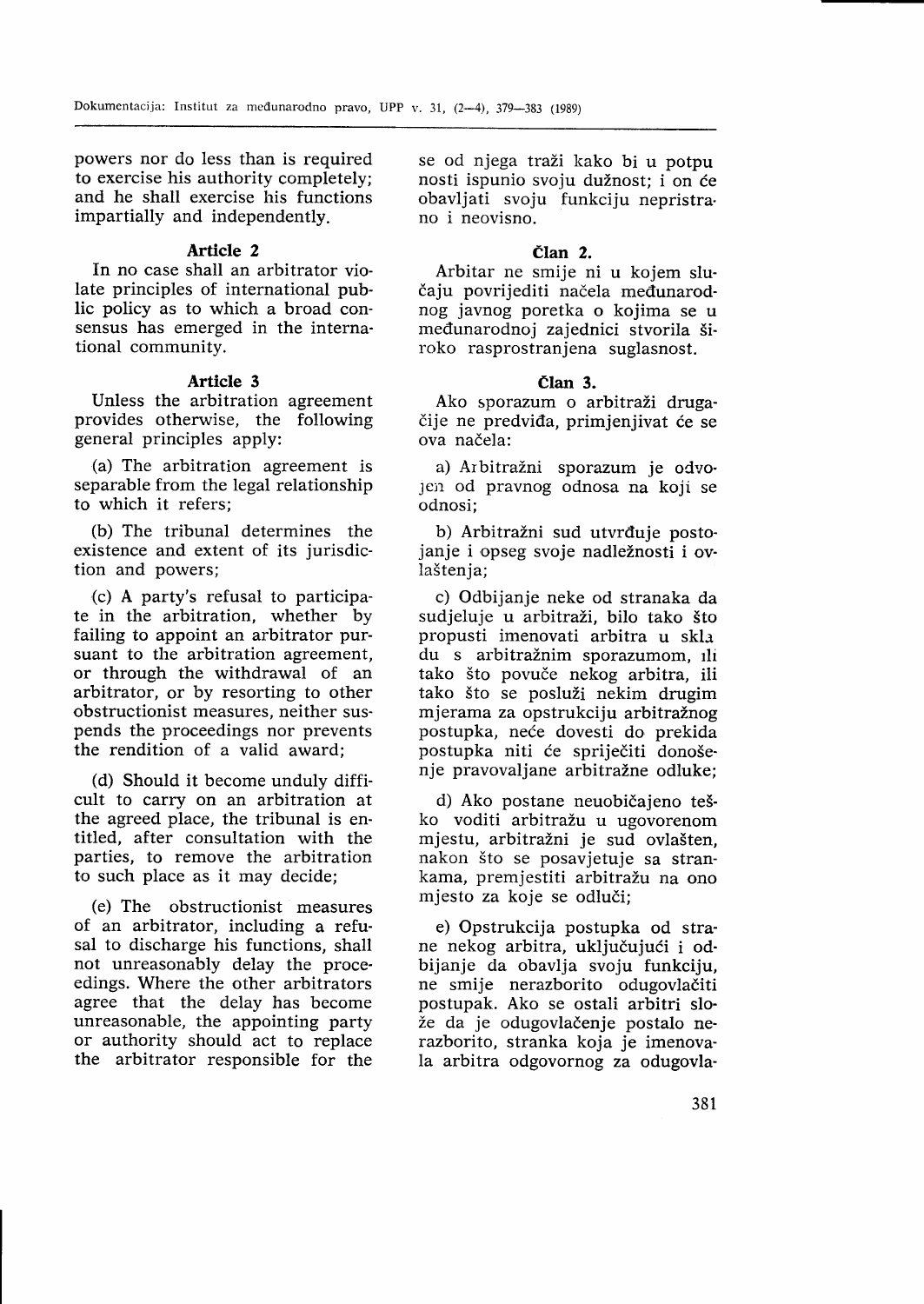powers nor do less than is required to exercise his authority completely; and he shall exercise his functions impartially and independently.

### Article 2

In no case shall an arbitrator violate principles of international public policy as to which a broad consensus has emerged in the international community.

### Article 3

Unless the arbitration agreement provides otherwise, the following general principles apply:

(a) The arbitration agreement is separable from the legal relationship to which it refers;

(b) The tribunal determines the existence and extent of its jurisdiction and powers;

(c) A party's refusal to participate in the arbitration, whether by failing to appoint an arbitrator pursuant to the arbitration agreement, or through the withdrawal of an arbitrator, or by resorting to other obstructionist measures, neither suspends the proceedings nor prevents the rendition of a valid award;

(d) Should it become unduly difficult to carry on an arbitration at the agreed place, the tribunal is entitled, after consultation with the parties, to remove the arbitration to such place as it may decide;

(e) The obstructionist measures of an arbitrator, including a refusal to discharge his functions, shall not unreasonably delay the proceedings. Where the other arbitrators agree that the delay has become unreasonable, the appointing party or authority should act to replace the arbitrator responsible for the

se od njega traži kako bi u potpunosti ispunio svoju dužnost; i on će obavljati svoju funkciju nepristrano i neovisno.

### Član 2.

Arbitar ne smije ni u kojem slučaju povrijediti načela međunarodnog javnog poretka o kojima se u međunarodnoj zajednici stvorila široko rasprostranjena suglasnost.

### Član 3.

Ako sporazum o arbitraži drugačije ne predviđa, primjenjivat će se ova načela:

a) Arbitražni sporazum je odvojen od pravnog odnosa na koji se odnosi;

b) Arbitražni sud utvrđuje postojanje i opseg svoje nadležnosti i ovlaštenja;

c) Odbijanje neke od stranaka da sudjeluje u arbitraži, bilo tako što propusti imenovati arbitra u skladu s arbitražnim sporazumom, ili tako što povuče nekog arbitra, ili tako što se posluži nekim drugim mjerama za opstrukciju arbitražnog postupka, neće dovesti do prekida postupka niti će spriječiti donošenje pravovaljane arbitražne odluke;

d) Ako postane neuobičajeno teško voditi arbitražu u ugovorenom mjestu, arbitražni je sud ovlašten, nakon što se posavjetuje sa strankama, premjestiti arbitražu na ono mjesto za koje se odluči;

e) Opstrukcija postupka od strane nekog arbitra, uključujući i odbijanje da obavlja svoju funkciju, ne smije nerazborito odugovlačiti postupak. Ako se ostali arbitri slože da je odugovlačenje postalo nerazborito, stranka koja je imenovala arbitra odgovornog za odugovla-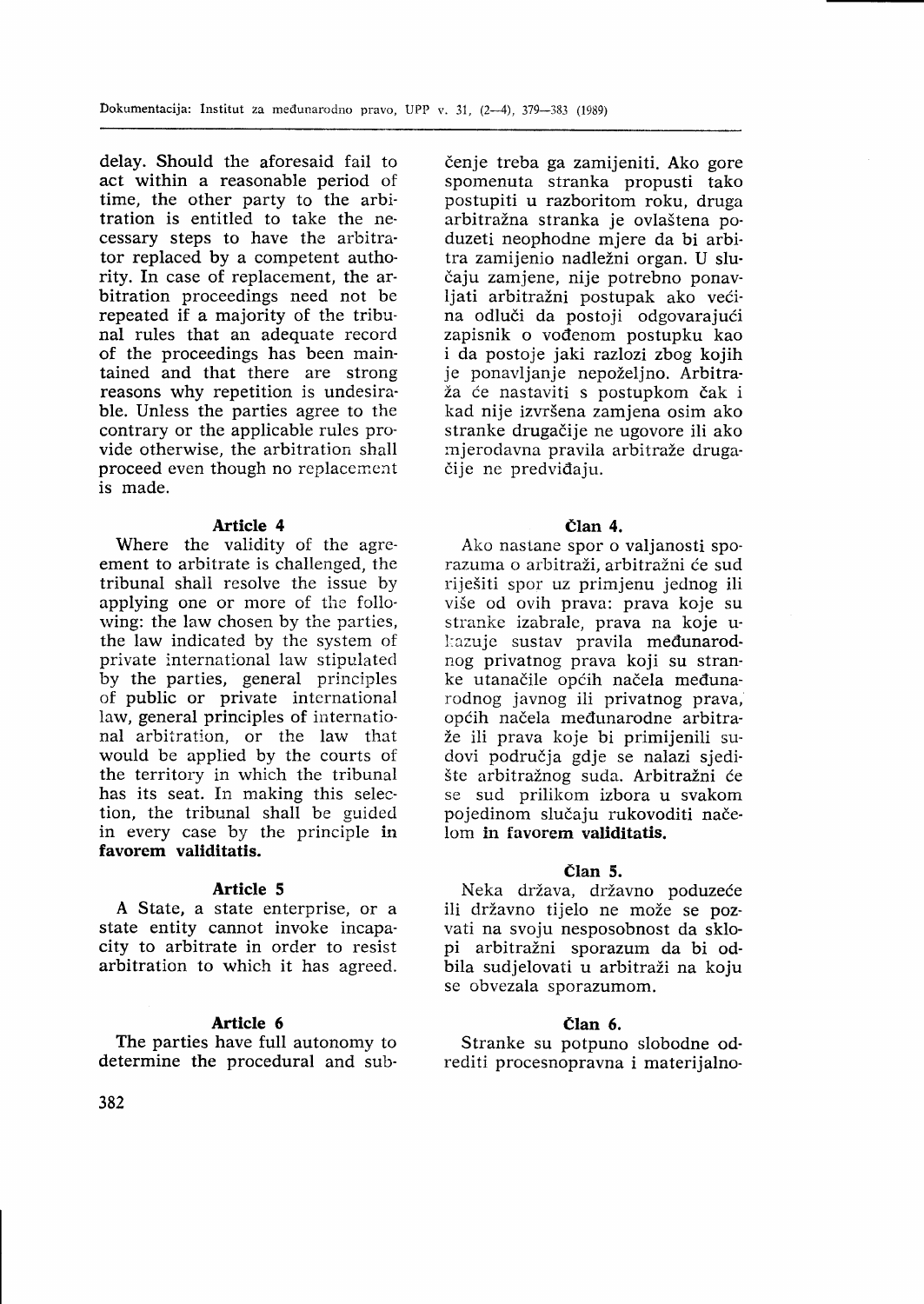delay. Should the aforesaid fail to act within a reasonable period of time, the other party to the arbitration is entitled to take the necessary steps to have the arbitrator replaced by a competent authority. In case of replacement, the arbitration proceedings need not be repeated if a majority of the tribunal rules that an adequate record of the proceedings has been maintained and that there are strong reasons why repetition is undesirable. Unless the parties agree to the contrary or the applicable rules provide otherwise, the arbitration shall proceed even though no replacement is made.

#### Article 4

Where the validity of the agreement to arbitrate is challenged, the tribunal shall resolve the issue by applying one or more of the following: the law chosen by the parties, the law indicated by the system of private international law stipulated by the parties, general principles of public or private international law, general principles of international arbitration, or the law that would be applied by the courts of the territory in which the tribunal has its seat. In making this selection, the tribunal shall be guided in every case by the principle **in favorem validitatis.**

#### Article 5

A State, a state enterprise, or a state entity cannot invoke incapacity to arbitrate in order to resist arbitration to which it has agreed.

#### Article 6

The parties have full autonomy to determine the procedural and sub-

čenje treba ga zamijeniti. Ako gore spomenuta stranka propusti tako postupiti u razboritom roku, druga arbitražna stranka je ovlaštena poduzeti neophodne mjere da bi arbitra zamijenio nadležni organ. U slučaju zamjene, nije potrebno ponavljati arbitražni postupak ako većina odluči da postoji odgovarajući zapisnik o vođenom postupku kao i da postoje jaki razlozi zbog kojih je ponavljanje nepoželjno. Arbitraža će nastaviti s postupkom čak i kad nije izvršena zamjena osim ako stranke drugačije ne ugovore ili ako mjerodavna pravila arbitraže drugačije ne predviđaju.

#### Član 4.

Ako nastane spor o valjanosti sporazuma o arbitraži, arbitražni će sud riješiti spor uz primjenu jednog ili više od ovih prava: prava koje su stranke izabrale, prava na koje ukazuje sustav pravila međunarodnog privatnog prava koji su stranke utanačile općih načela međunarodnog javnog ili privatnog prava, općih načela međunarodne arbitraže ili prava koje bi primijenili sudovi područja gdje se nalazi sjedište arbitražnog suda. Arbitražni će se sud prilikom izbora u svakom pojedinom slučaju rukovoditi načelom **in favorem validitatis.**

#### Član 5.

Neka država, državno poduzeće ili državno tijelo ne može se pozvati na svoju nesposobnost da sklopi arbitražni sporazum da bi odbila sudjelovati u arbitraži na koju se obvezala sporazumom.

#### Član 6.

Stranke su potpuno slobodne odrediti procesnopravna i materijalno-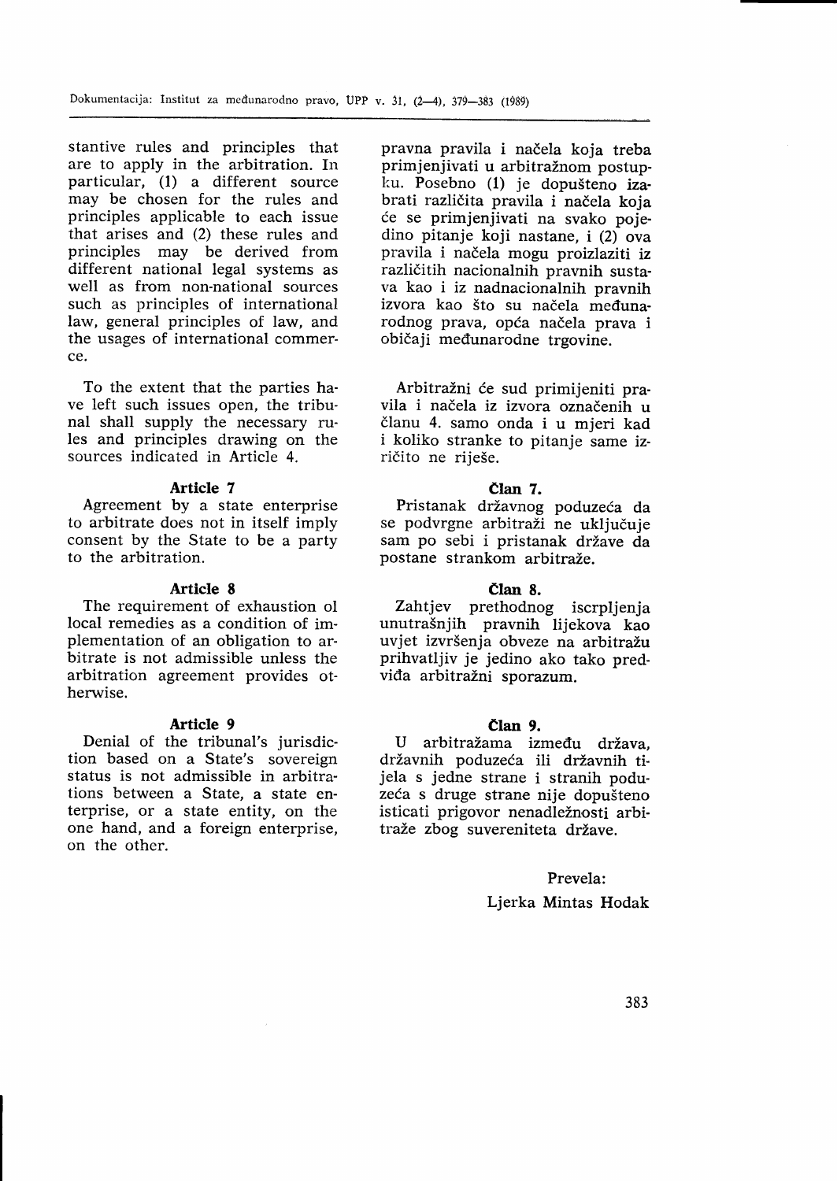stantive rules and principles that are to apply in the arbitration. In particular, (1) a different source may be chosen for the rules and principles applicable to each issue that arises and (2) these rules and principles may be derived from different national legal systems as well as from non-national sources such as principles of international law, general principles of law, and the usages of international commerce.

To the extent that the parties have left such issues open, the tribunal shall supply the necessary rules and principles drawing on the sources indicated in Article 4.

**Article 7**

Agreement by a state enterprise to arbitrate does not in itself imply consent by the State to be a party to the arbitration.

**Article 8**

The requirement of exhaustion ol local remedies as a condition of implementation of an obligation to arbitrate is not admissible unless the arbitration agreement provides otherwise.

**Article 9**

Denial of the tribunal's jurisdiction based on a State's sovereign status is not admissible in arbitrations between a State, a state enterprise, or a state entity, on the one hand, and a foreign enterprise, on the other.

pravna pravila i načela koja treba primjenjivati u arbitražnom postupku. Posebno (1) je dopušteno izabrati različita pravila i načela koja će se primjenjivati na svako pojedino pitanje koji nastane, i (2) ova pravila i načela mogu proizlaziti iz različitih nacionalnih pravnih sustava kao i iz nadnacionalnih pravnih izvora kao što su načela međunarodnog prava, opća načela prava i običaji međunarodne trgovine.

Arbitražni će sud primijeniti pravila i načela iz izvora označenih u članu 4. samo onda i u mjeri kad i koliko stranke to pitanje same izričito ne riješe.

**Član 7.**

Pristanak državnog poduzeća da se podvrgne arbitraži ne uključuje sam po sebi i pristanak države da postane strankom arbitraže.

**Član 8.**

Zahtjev prethodnog iscrpljenja unutrašnjih pravnih lijekova kao uvjet izvršenja obveze na arbitražu prihvatljiv je jedino ako tako predviđa arbitražni sporazum.

**Član 9.**

U arbitražama između država, državnih poduzeća ili državnih tijela s jedne strane i stranih poduzeća s druge strane nije dopušteno isticati prigovor nenadležnosti arbitraže zbog suvereniteta države.

Prevela:
Ljerka Mintas Hodak